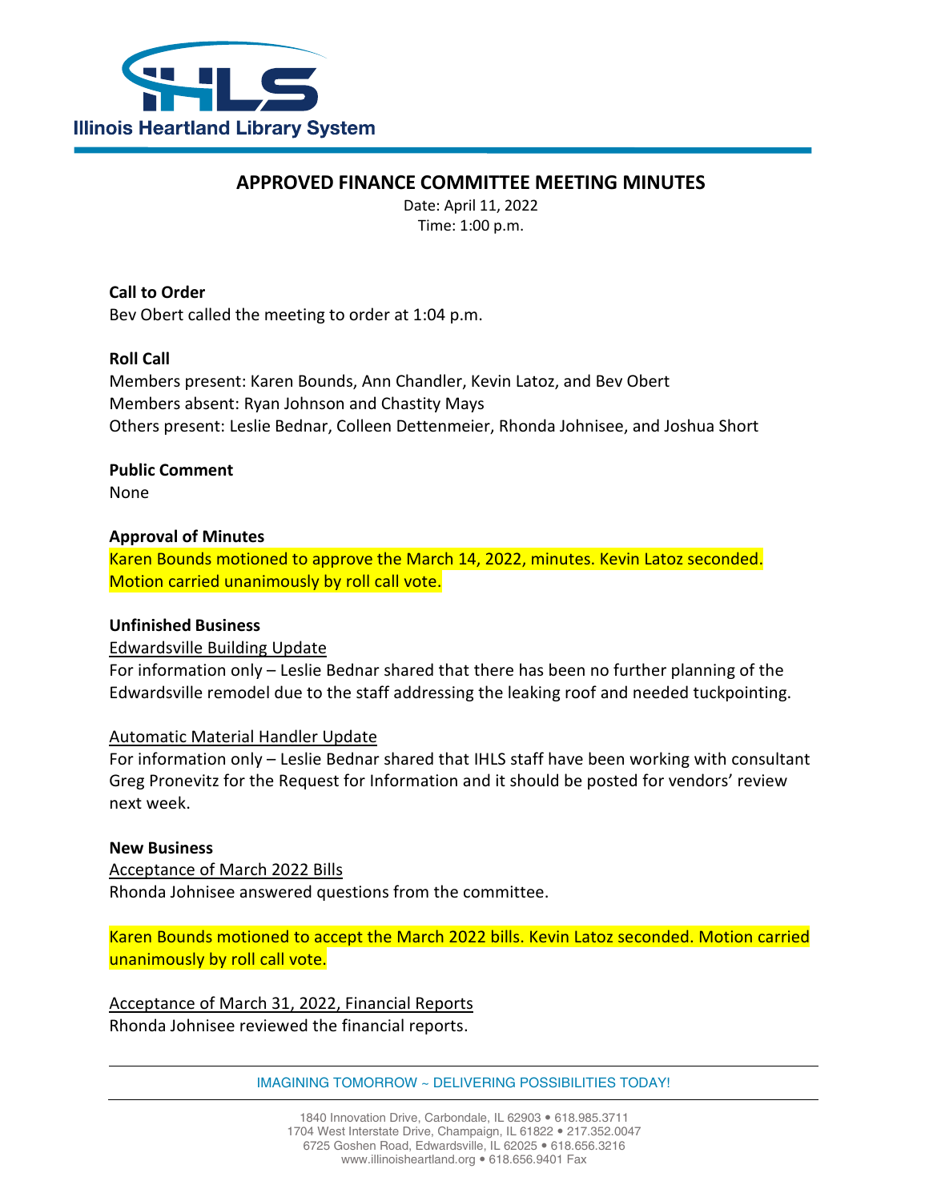Illinois Heartland Library System

# APPROVED FINANCE COMMITTEE MEETING MINUTES

Date: April 11, 2022
Time: 1:00 p.m.

**Call to Order**
Bev Obert called the meeting to order at 1:04 p.m.

**Roll Call**
Members present: Karen Bounds, Ann Chandler, Kevin Latoz, and Bev Obert
Members absent: Ryan Johnson and Chastity Mays
Others present: Leslie Bednar, Colleen Dettenmeier, Rhonda Johnisee, and Joshua Short

**Public Comment**
None

**Approval of Minutes**
Karen Bounds motioned to approve the March 14, 2022, minutes. Kevin Latoz seconded. Motion carried unanimously by roll call vote.

**Unfinished Business**
Edwardsville Building Update
For information only – Leslie Bednar shared that there has been no further planning of the Edwardsville remodel due to the staff addressing the leaking roof and needed tuckpointing.

Automatic Material Handler Update
For information only – Leslie Bednar shared that IHLS staff have been working with consultant Greg Pronevitz for the Request for Information and it should be posted for vendors' review next week.

**New Business**
Acceptance of March 2022 Bills
Rhonda Johnisee answered questions from the committee.

Karen Bounds motioned to accept the March 2022 bills. Kevin Latoz seconded. Motion carried unanimously by roll call vote.

Acceptance of March 31, 2022, Financial Reports
Rhonda Johnisee reviewed the financial reports.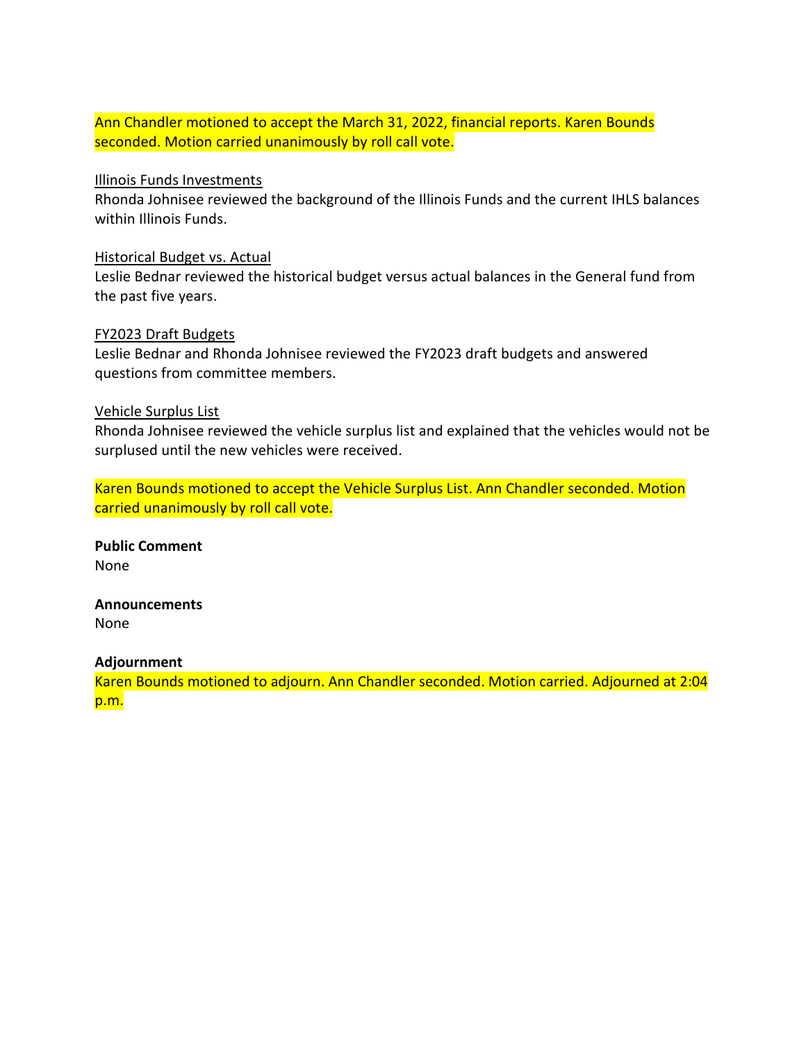Ann Chandler motioned to accept the March 31, 2022, financial reports. Karen Bounds seconded. Motion carried unanimously by roll call vote.

Illinois Funds Investments
Rhonda Johnisee reviewed the background of the Illinois Funds and the current IHLS balances within Illinois Funds.

Historical Budget vs. Actual
Leslie Bednar reviewed the historical budget versus actual balances in the General fund from the past five years.

FY2023 Draft Budgets
Leslie Bednar and Rhonda Johnisee reviewed the FY2023 draft budgets and answered questions from committee members.

Vehicle Surplus List
Rhonda Johnisee reviewed the vehicle surplus list and explained that the vehicles would not be surplused until the new vehicles were received.

Karen Bounds motioned to accept the Vehicle Surplus List. Ann Chandler seconded. Motion carried unanimously by roll call vote.

**Public Comment**
None

**Announcements**
None

**Adjournment**
Karen Bounds motioned to adjourn. Ann Chandler seconded. Motion carried. Adjourned at 2:04 p.m.